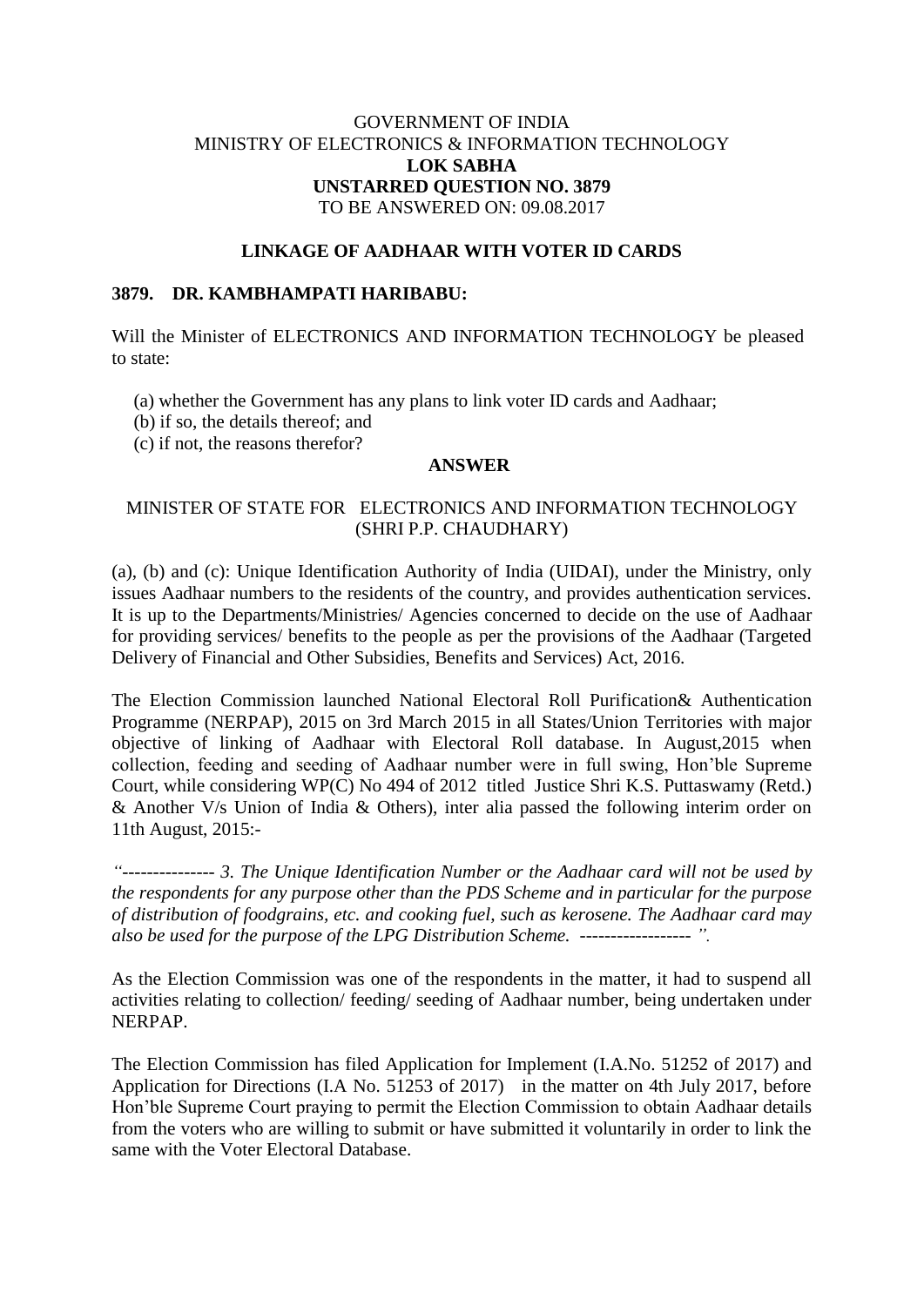GOVERNMENT OF INDIA
MINISTRY OF ELECTRONICS & INFORMATION TECHNOLOGY
**LOK SABHA**
**UNSTARRED QUESTION NO. 3879**
TO BE ANSWERED ON: 09.08.2017

**LINKAGE OF AADHAAR WITH VOTER ID CARDS**

**3879. DR. KAMBHAMPATI HARIBABU:**

Will the Minister of ELECTRONICS AND INFORMATION TECHNOLOGY be pleased to state:

(a) whether the Government has any plans to link voter ID cards and Aadhaar;
(b) if so, the details thereof; and
(c) if not, the reasons therefor?

**ANSWER**

MINISTER OF STATE FOR ELECTRONICS AND INFORMATION TECHNOLOGY
(SHRI P.P. CHAUDHARY)

(a), (b) and (c): Unique Identification Authority of India (UIDAI), under the Ministry, only issues Aadhaar numbers to the residents of the country, and provides authentication services. It is up to the Departments/Ministries/ Agencies concerned to decide on the use of Aadhaar for providing services/ benefits to the people as per the provisions of the Aadhaar (Targeted Delivery of Financial and Other Subsidies, Benefits and Services) Act, 2016.

The Election Commission launched National Electoral Roll Purification& Authentication Programme (NERPAP), 2015 on 3rd March 2015 in all States/Union Territories with major objective of linking of Aadhaar with Electoral Roll database. In August,2015 when collection, feeding and seeding of Aadhaar number were in full swing, Hon'ble Supreme Court, while considering WP(C) No 494 of 2012 titled Justice Shri K.S. Puttaswamy (Retd.) & Another V/s Union of India & Others), inter alia passed the following interim order on 11th August, 2015:-

*"--------------- 3. The Unique Identification Number or the Aadhaar card will not be used by the respondents for any purpose other than the PDS Scheme and in particular for the purpose of distribution of foodgrains, etc. and cooking fuel, such as kerosene. The Aadhaar card may also be used for the purpose of the LPG Distribution Scheme. ------------------ ".*

As the Election Commission was one of the respondents in the matter, it had to suspend all activities relating to collection/ feeding/ seeding of Aadhaar number, being undertaken under NERPAP.

The Election Commission has filed Application for Implement (I.A.No. 51252 of 2017) and Application for Directions (I.A No. 51253 of 2017) in the matter on 4th July 2017, before Hon'ble Supreme Court praying to permit the Election Commission to obtain Aadhaar details from the voters who are willing to submit or have submitted it voluntarily in order to link the same with the Voter Electoral Database.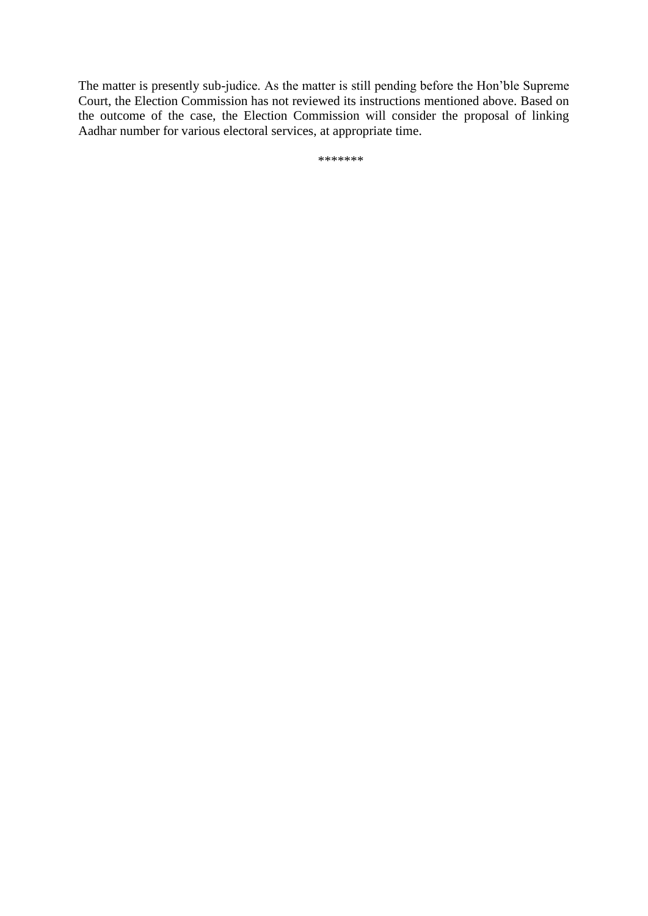The matter is presently sub-judice. As the matter is still pending before the Hon'ble Supreme Court, the Election Commission has not reviewed its instructions mentioned above. Based on the outcome of the case, the Election Commission will consider the proposal of linking Aadhar number for various electoral services, at appropriate time.

*******